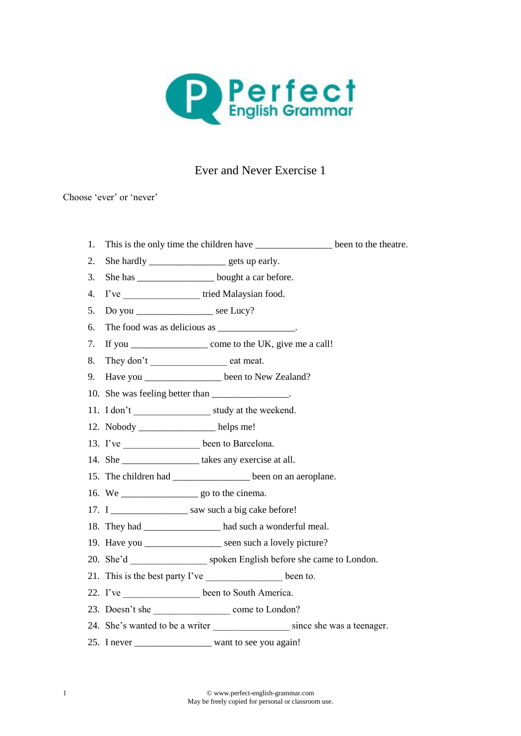Perfect English Grammar

# Ever and Never Exercise 1

Choose 'ever' or 'never'

1. This is the only time the children have ________________ been to the theatre.
2. She hardly ________________ gets up early.
3. She has ________________ bought a car before.
4. I've ________________ tried Malaysian food.
5. Do you ________________ see Lucy?
6. The food was as delicious as ________________.
7. If you ________________ come to the UK, give me a call!
8. They don't ________________ eat meat.
9. Have you ________________ been to New Zealand?
10. She was feeling better than ________________.
11. I don't ________________ study at the weekend.
12. Nobody ________________ helps me!
13. I've ________________ been to Barcelona.
14. She ________________ takes any exercise at all.
15. The children had ________________ been on an aeroplane.
16. We ________________ go to the cinema.
17. I ________________ saw such a big cake before!
18. They had ________________ had such a wonderful meal.
19. Have you ________________ seen such a lovely picture?
20. She'd ________________ spoken English before she came to London.
21. This is the best party I've ________________ been to.
22. I've ________________ been to South America.
23. Doesn't she ________________ come to London?
24. She's wanted to be a writer ________________ since she was a teenager.
25. I never ________________ want to see you again!

© www.perfect-english-grammar.com
May be freely copied for personal or classroom use.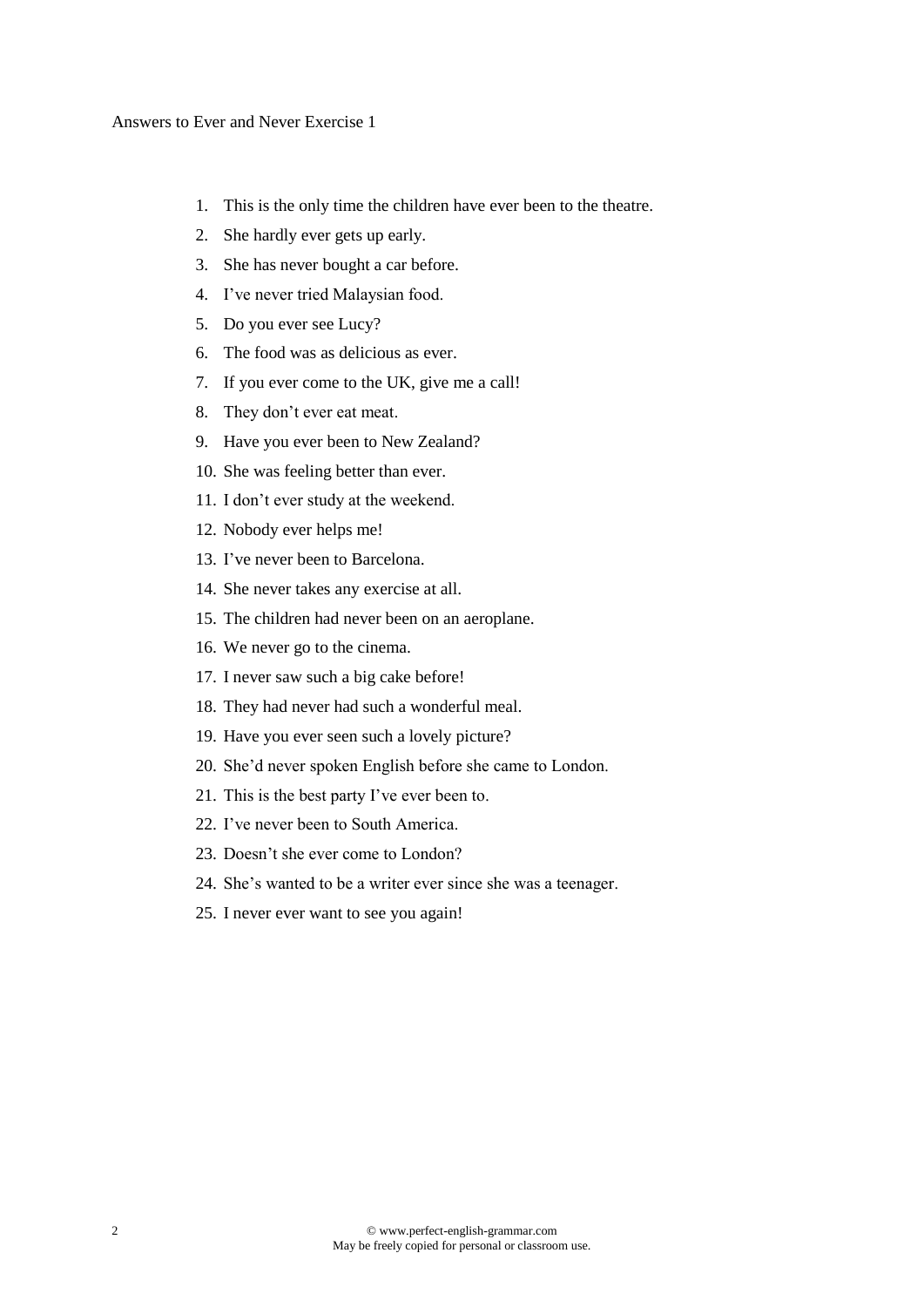Answers to Ever and Never Exercise 1

1. This is the only time the children have ever been to the theatre.
2. She hardly ever gets up early.
3. She has never bought a car before.
4. I've never tried Malaysian food.
5. Do you ever see Lucy?
6. The food was as delicious as ever.
7. If you ever come to the UK, give me a call!
8. They don't ever eat meat.
9. Have you ever been to New Zealand?
10. She was feeling better than ever.
11. I don't ever study at the weekend.
12. Nobody ever helps me!
13. I've never been to Barcelona.
14. She never takes any exercise at all.
15. The children had never been on an aeroplane.
16. We never go to the cinema.
17. I never saw such a big cake before!
18. They had never had such a wonderful meal.
19. Have you ever seen such a lovely picture?
20. She'd never spoken English before she came to London.
21. This is the best party I've ever been to.
22. I've never been to South America.
23. Doesn't she ever come to London?
24. She's wanted to be a writer ever since she was a teenager.
25. I never ever want to see you again!

© www.perfect-english-grammar.com
May be freely copied for personal or classroom use.